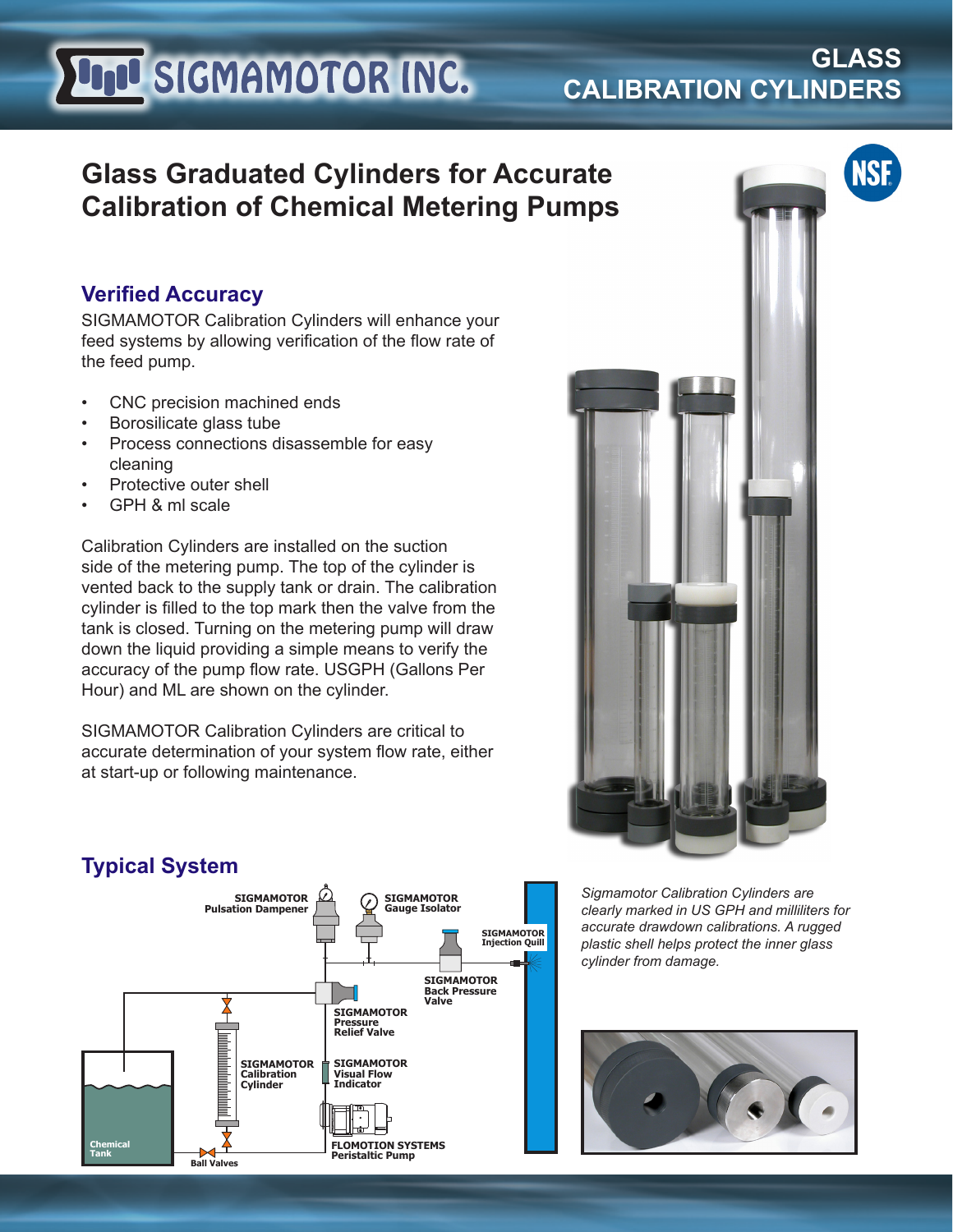# GLASS CALIBRATION CYLINDERS

## Glass Graduated Cylinders for Accurate Calibration of Chemical Metering Pumps

### Verified Accuracy

SIGMAMOTOR Calibration Cylinders will enhance your feed systems by allowing verification of the flow rate of the feed pump.

- CNC precision machined ends
- Borosilicate glass tube
- Process connections disassemble for easy cleaning
- Protective outer shell
- GPH & ml scale

Calibration Cylinders are installed on the suction side of the metering pump. The top of the cylinder is vented back to the supply tank or drain. The calibration cylinder is filled to the top mark then the valve from the tank is closed. Turning on the metering pump will draw down the liquid providing a simple means to verify the accuracy of the pump flow rate. USGPH (Gallons Per Hour) and ML are shown on the cylinder.

SIGMAMOTOR Calibration Cylinders are critical to accurate determination of your system flow rate, either at start-up or following maintenance.

*Sigmamotor Calibration Cylinders are clearly marked in US GPH and milliliters for accurate drawdown calibrations. A rugged plastic shell helps protect the inner glass cylinder from damage.*

### Typical System

SIGMAMOTOR Pulsation Dampener
SIGMAMOTOR Gauge Isolator
SIGMAMOTOR Injection Quill
SIGMAMOTOR Back Pressure Valve
SIGMAMOTOR Pressure Relief Valve
SIGMAMOTOR Calibration Cylinder
SIGMAMOTOR Visual Flow Indicator
FLOMOTION SYSTEMS Peristaltic Pump
Chemical Tank
Ball Valves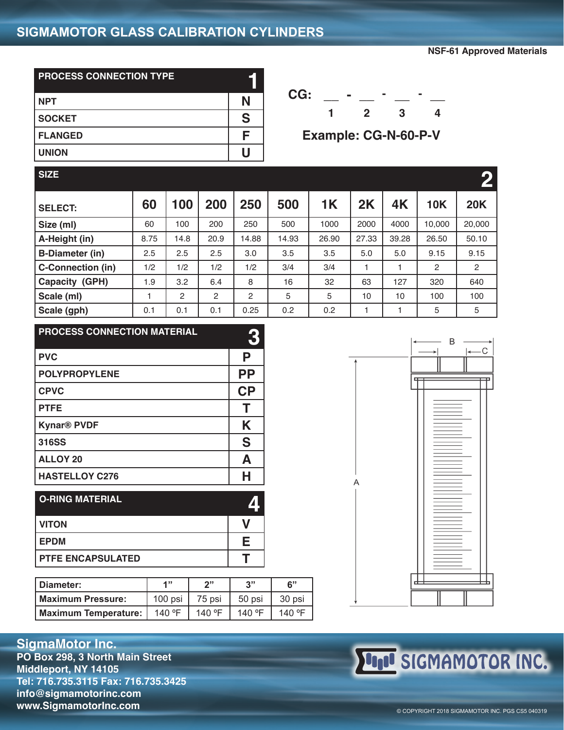# SIGMAMOTOR GLASS CALIBRATION CYLINDERS

**NSF-61 Approved Materials**

| PROCESS CONNECTION TYPE | 1 |
|---|---|
| NPT | N |
| SOCKET | S |
| FLANGED | F |
| UNION | U |

**CG: __ - __ - __ - __**

1 2 3 4

**Example: CG-N-60-P-V**

| SIZE | | | | | | | | | | 2 |
|---|---|---|---|---|---|---|---|---|---|---|
| **SELECT:** | **60** | **100** | **200** | **250** | **500** | **1K** | **2K** | **4K** | **10K** | **20K** |
| **Size (ml)** | 60 | 100 | 200 | 250 | 500 | 1000 | 2000 | 4000 | 10,000 | 20,000 |
| **A-Height (in)** | 8.75 | 14.8 | 20.9 | 14.88 | 14.93 | 26.90 | 27.33 | 39.28 | 26.50 | 50.10 |
| **B-Diameter (in)** | 2.5 | 2.5 | 2.5 | 3.0 | 3.5 | 3.5 | 5.0 | 5.0 | 9.15 | 9.15 |
| **C-Connection (in)** | 1/2 | 1/2 | 1/2 | 1/2 | 3/4 | 3/4 | 1 | 1 | 2 | 2 |
| **Capacity (GPH)** | 1.9 | 3.2 | 6.4 | 8 | 16 | 32 | 63 | 127 | 320 | 640 |
| **Scale (ml)** | 1 | 2 | 2 | 2 | 5 | 5 | 10 | 10 | 100 | 100 |
| **Scale (gph)** | 0.1 | 0.1 | 0.1 | 0.25 | 0.2 | 0.2 | 1 | 1 | 5 | 5 |

| PROCESS CONNECTION MATERIAL | 3 |
|---|---|
| PVC | P |
| POLYPROPYLENE | PP |
| CPVC | CP |
| PTFE | T |
| Kynar® PVDF | K |
| 316SS | S |
| ALLOY 20 | A |
| HASTELLOY C276 | H |

| O-RING MATERIAL | 4 |
|---|---|
| VITON | V |
| EPDM | E |
| PTFE ENCAPSULATED | T |

| Diameter: | 1” | 2” | 3” | 6” |
|---|---|---|---|---|
| **Maximum Pressure:** | 100 psi | 75 psi | 50 psi | 30 psi |
| **Maximum Temperature:** | 140 ºF | 140 ºF | 140 ºF | 140 ºF |

B

C

A

**SigmaMotor Inc.**
**PO Box 298, 3 North Main Street**
**Middleport, NY 14105**
**Tel: 716.735.3115 Fax: 716.735.3425**
**info@sigmamotorinc.com**
**www.SigmamotorInc.com**

SIGMAMOTOR INC.

© COPYRIGHT 2018 SIGMAMOTOR INC. PGS CS5 040319